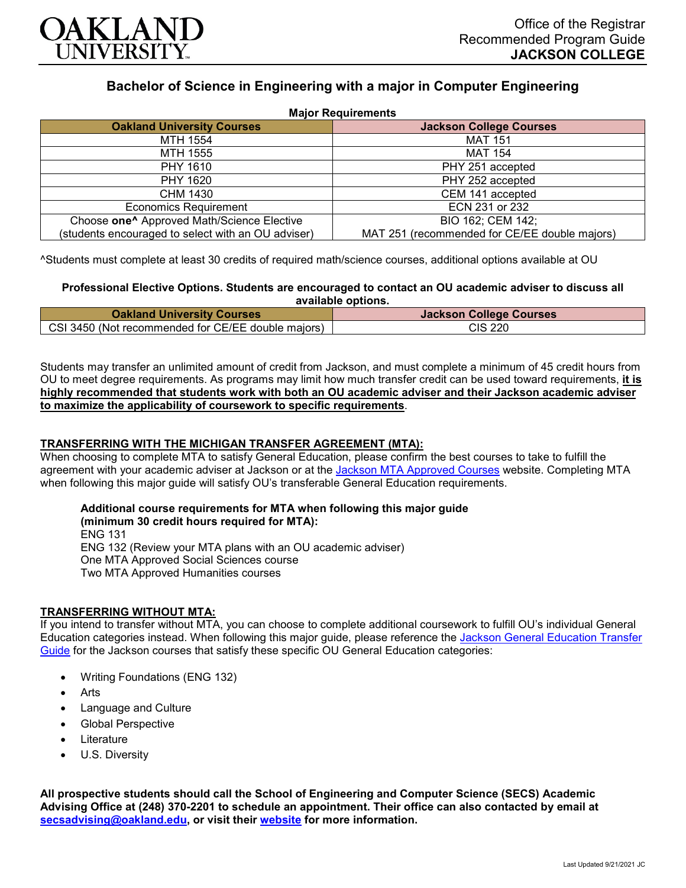Office of the Registrar
Recommended Program Guide
**JACKSON COLLEGE**

# Bachelor of Science in Engineering with a major in Computer Engineering

**Major Requirements**

| Oakland University Courses | Jackson College Courses |
|---|---|
| MTH 1554 | MAT 151 |
| MTH 1555 | MAT 154 |
| PHY 1610 | PHY 251 accepted |
| PHY 1620 | PHY 252 accepted |
| CHM 1430 | CEM 141 accepted |
| Economics Requirement | ECN 231 or 232 |
| Choose **one^** Approved Math/Science Elective (students encouraged to select with an OU adviser) | BIO 162; CEM 142; MAT 251 (recommended for CE/EE double majors) |

^Students must complete at least 30 credits of required math/science courses, additional options available at OU

**Professional Elective Options. Students are encouraged to contact an OU academic adviser to discuss all available options.**

| Oakland University Courses | Jackson College Courses |
|---|---|
| CSI 3450 (Not recommended for CE/EE double majors) | CIS 220 |

Students may transfer an unlimited amount of credit from Jackson, and must complete a minimum of 45 credit hours from OU to meet degree requirements. As programs may limit how much transfer credit can be used toward requirements, **it is highly recommended that students work with both an OU academic adviser and their Jackson academic adviser to maximize the applicability of coursework to specific requirements**.

## TRANSFERRING WITH THE MICHIGAN TRANSFER AGREEMENT (MTA):

When choosing to complete MTA to satisfy General Education, please confirm the best courses to take to fulfill the agreement with your academic adviser at Jackson or at the Jackson MTA Approved Courses website. Completing MTA when following this major guide will satisfy OU's transferable General Education requirements.

**Additional course requirements for MTA when following this major guide (minimum 30 credit hours required for MTA):**
ENG 131
ENG 132 (Review your MTA plans with an OU academic adviser)
One MTA Approved Social Sciences course
Two MTA Approved Humanities courses

## TRANSFERRING WITHOUT MTA:

If you intend to transfer without MTA, you can choose to complete additional coursework to fulfill OU's individual General Education categories instead. When following this major guide, please reference the Jackson General Education Transfer Guide for the Jackson courses that satisfy these specific OU General Education categories:

- Writing Foundations (ENG 132)
- Arts
- Language and Culture
- Global Perspective
- Literature
- U.S. Diversity

**All prospective students should call the School of Engineering and Computer Science (SECS) Academic Advising Office at (248) 370-2201 to schedule an appointment. Their office can also contacted by email at secsadvising@oakland.edu, or visit their website for more information.**

Last Updated 9/21/2021 JC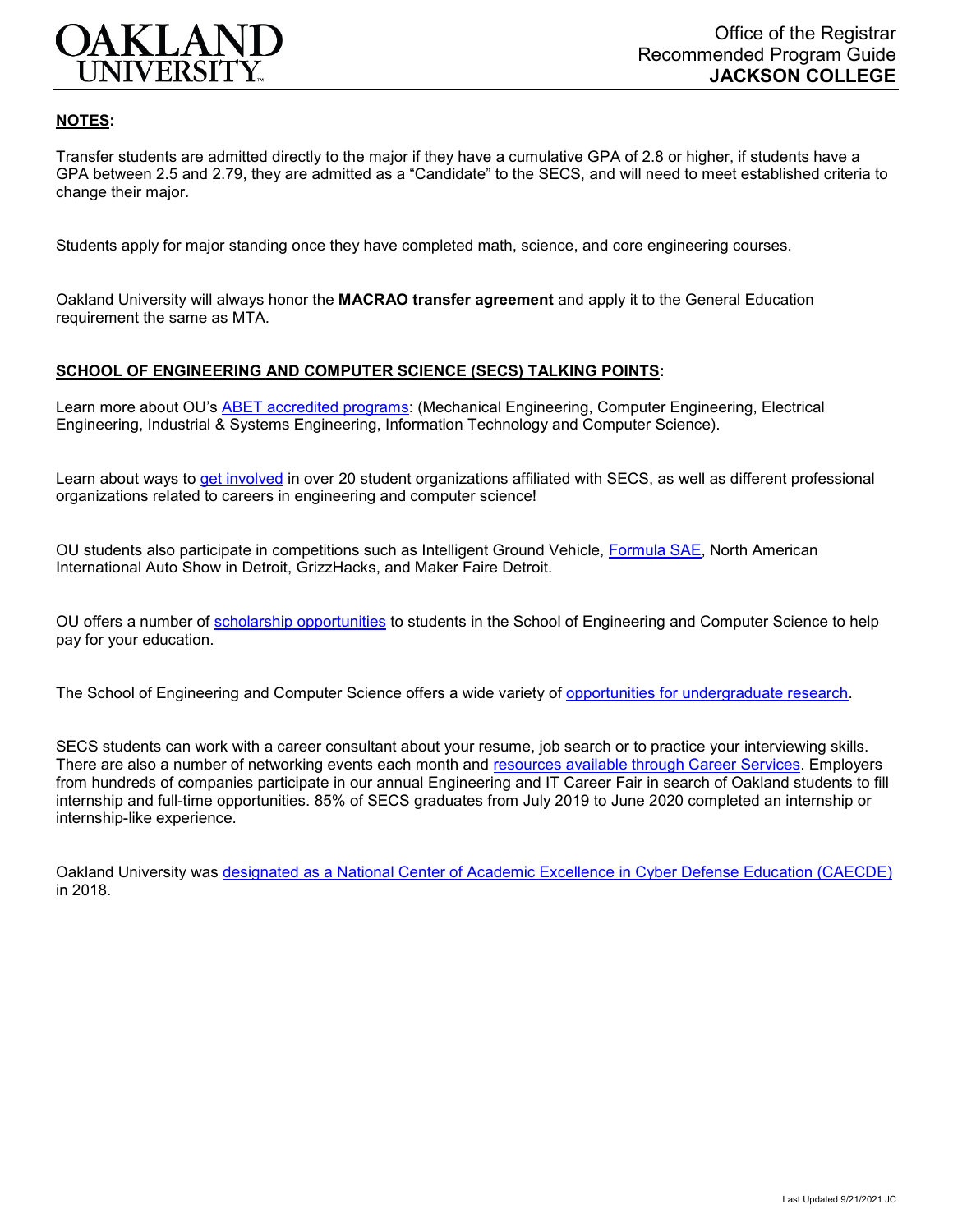**NOTES:**

Transfer students are admitted directly to the major if they have a cumulative GPA of 2.8 or higher, if students have a GPA between 2.5 and 2.79, they are admitted as a "Candidate" to the SECS, and will need to meet established criteria to change their major.

Students apply for major standing once they have completed math, science, and core engineering courses.

Oakland University will always honor the **MACRAO transfer agreement** and apply it to the General Education requirement the same as MTA.

**SCHOOL OF ENGINEERING AND COMPUTER SCIENCE (SECS) TALKING POINTS:**

Learn more about OU's ABET accredited programs: (Mechanical Engineering, Computer Engineering, Electrical Engineering, Industrial & Systems Engineering, Information Technology and Computer Science).

Learn about ways to get involved in over 20 student organizations affiliated with SECS, as well as different professional organizations related to careers in engineering and computer science!

OU students also participate in competitions such as Intelligent Ground Vehicle, Formula SAE, North American International Auto Show in Detroit, GrizzHacks, and Maker Faire Detroit.

OU offers a number of scholarship opportunities to students in the School of Engineering and Computer Science to help pay for your education.

The School of Engineering and Computer Science offers a wide variety of opportunities for undergraduate research.

SECS students can work with a career consultant about your resume, job search or to practice your interviewing skills. There are also a number of networking events each month and resources available through Career Services. Employers from hundreds of companies participate in our annual Engineering and IT Career Fair in search of Oakland students to fill internship and full-time opportunities. 85% of SECS graduates from July 2019 to June 2020 completed an internship or internship-like experience.

Oakland University was designated as a National Center of Academic Excellence in Cyber Defense Education (CAECDE) in 2018.